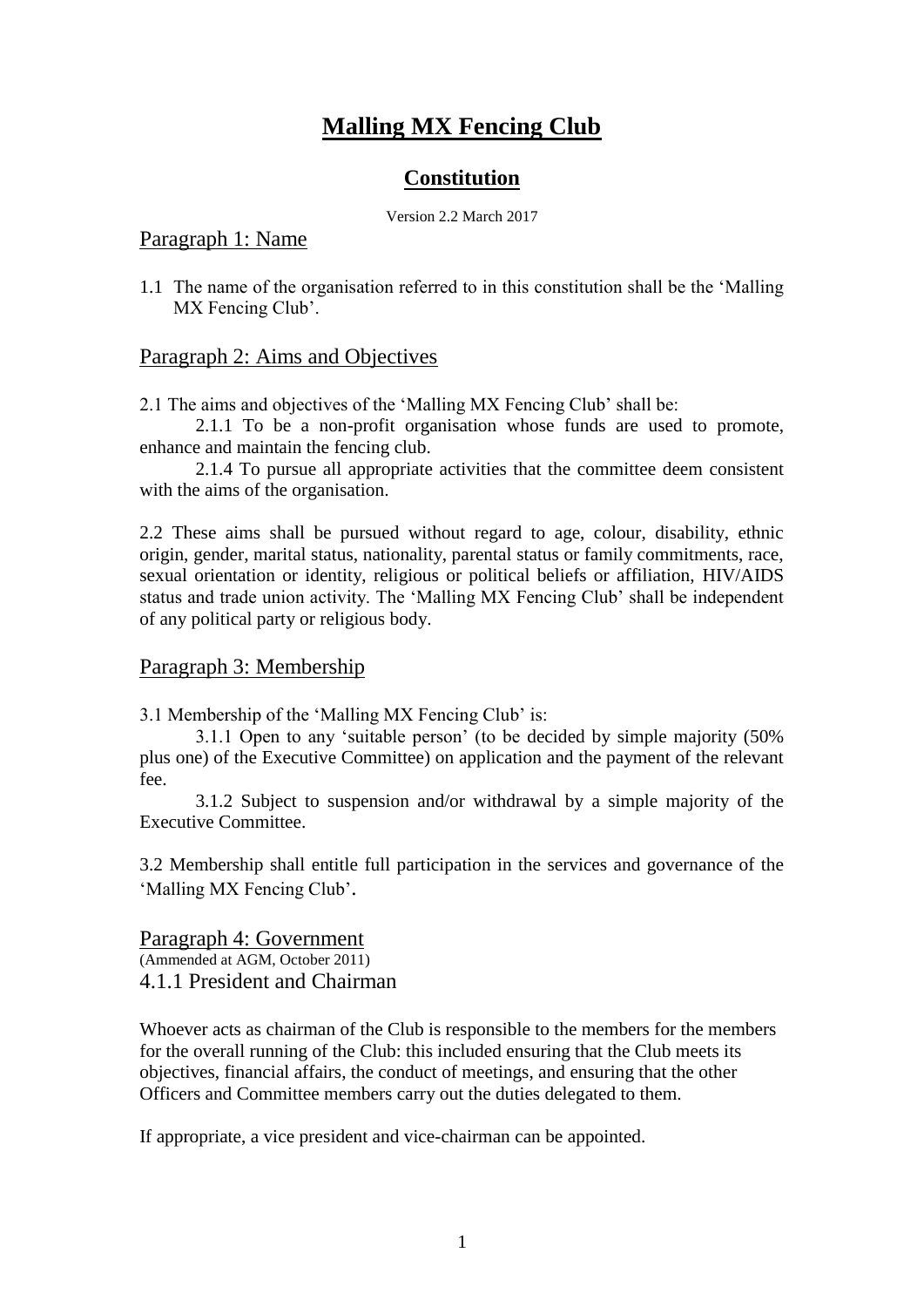# Malling MX Fencing Club

## Constitution

Version 2.2 March 2017

### Paragraph 1: Name

1.1 The name of the organisation referred to in this constitution shall be the 'Malling MX Fencing Club'.

### Paragraph 2: Aims and Objectives

2.1 The aims and objectives of the 'Malling MX Fencing Club' shall be:

2.1.1 To be a non-profit organisation whose funds are used to promote, enhance and maintain the fencing club.

2.1.4 To pursue all appropriate activities that the committee deem consistent with the aims of the organisation.

2.2 These aims shall be pursued without regard to age, colour, disability, ethnic origin, gender, marital status, nationality, parental status or family commitments, race, sexual orientation or identity, religious or political beliefs or affiliation, HIV/AIDS status and trade union activity. The 'Malling MX Fencing Club' shall be independent of any political party or religious body.

### Paragraph 3: Membership

3.1 Membership of the 'Malling MX Fencing Club' is:

3.1.1 Open to any 'suitable person' (to be decided by simple majority (50% plus one) of the Executive Committee) on application and the payment of the relevant fee.

3.1.2 Subject to suspension and/or withdrawal by a simple majority of the Executive Committee.

3.2 Membership shall entitle full participation in the services and governance of the 'Malling MX Fencing Club'.

### Paragraph 4: Government

(Ammended at AGM, October 2011)

#### 4.1.1 President and Chairman

Whoever acts as chairman of the Club is responsible to the members for the members for the overall running of the Club: this included ensuring that the Club meets its objectives, financial affairs, the conduct of meetings, and ensuring that the other Officers and Committee members carry out the duties delegated to them.

If appropriate, a vice president and vice-chairman can be appointed.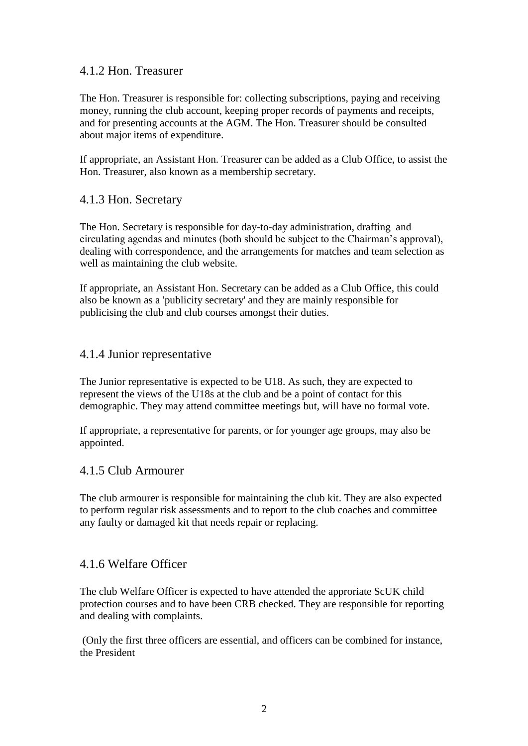### 4.1.2 Hon. Treasurer

The Hon. Treasurer is responsible for: collecting subscriptions, paying and receiving money, running the club account, keeping proper records of payments and receipts, and for presenting accounts at the AGM. The Hon. Treasurer should be consulted about major items of expenditure.

If appropriate, an Assistant Hon. Treasurer can be added as a Club Office, to assist the Hon. Treasurer, also known as a membership secretary.

### 4.1.3 Hon. Secretary

The Hon. Secretary is responsible for day-to-day administration, drafting and circulating agendas and minutes (both should be subject to the Chairman's approval), dealing with correspondence, and the arrangements for matches and team selection as well as maintaining the club website.

If appropriate, an Assistant Hon. Secretary can be added as a Club Office, this could also be known as a 'publicity secretary' and they are mainly responsible for publicising the club and club courses amongst their duties.

### 4.1.4 Junior representative

The Junior representative is expected to be U18. As such, they are expected to represent the views of the U18s at the club and be a point of contact for this demographic. They may attend committee meetings but, will have no formal vote.

If appropriate, a representative for parents, or for younger age groups, may also be appointed.

### 4.1.5 Club Armourer

The club armourer is responsible for maintaining the club kit. They are also expected to perform regular risk assessments and to report to the club coaches and committee any faulty or damaged kit that needs repair or replacing.

### 4.1.6 Welfare Officer

The club Welfare Officer is expected to have attended the approriate ScUK child protection courses and to have been CRB checked. They are responsible for reporting and dealing with complaints.

(Only the first three officers are essential, and officers can be combined for instance, the President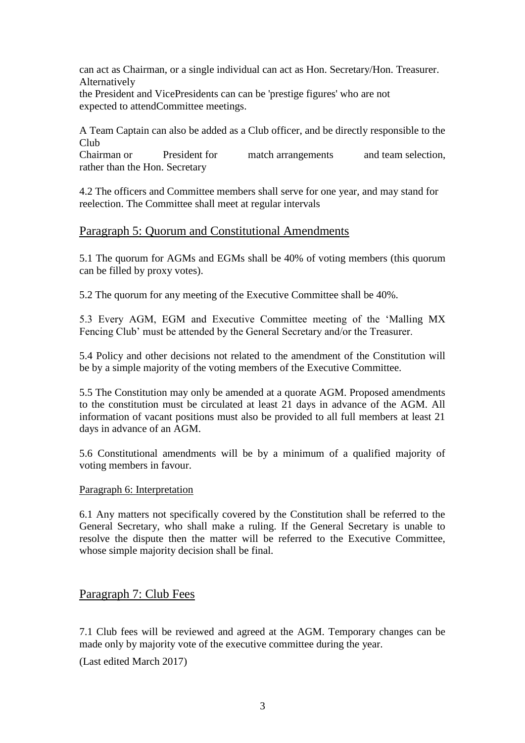can act as Chairman, or a single individual can act as Hon. Secretary/Hon. Treasurer. Alternatively
the President and VicePresidents can can be 'prestige figures' who are not expected to attendCommittee meetings.

A Team Captain can also be added as a Club officer, and be directly responsible to the Club
Chairman or President for match arrangements and team selection, rather than the Hon. Secretary

4.2 The officers and Committee members shall serve for one year, and may stand for reelection. The Committee shall meet at regular intervals

## Paragraph 5: Quorum and Constitutional Amendments

5.1 The quorum for AGMs and EGMs shall be 40% of voting members (this quorum can be filled by proxy votes).

5.2 The quorum for any meeting of the Executive Committee shall be 40%.

5.3 Every AGM, EGM and Executive Committee meeting of the 'Malling MX Fencing Club' must be attended by the General Secretary and/or the Treasurer.

5.4 Policy and other decisions not related to the amendment of the Constitution will be by a simple majority of the voting members of the Executive Committee.

5.5 The Constitution may only be amended at a quorate AGM. Proposed amendments to the constitution must be circulated at least 21 days in advance of the AGM. All information of vacant positions must also be provided to all full members at least 21 days in advance of an AGM.

5.6 Constitutional amendments will be by a minimum of a qualified majority of voting members in favour.

### Paragraph 6: Interpretation

6.1 Any matters not specifically covered by the Constitution shall be referred to the General Secretary, who shall make a ruling. If the General Secretary is unable to resolve the dispute then the matter will be referred to the Executive Committee, whose simple majority decision shall be final.

## Paragraph 7: Club Fees

7.1 Club fees will be reviewed and agreed at the AGM. Temporary changes can be made only by majority vote of the executive committee during the year.

(Last edited March 2017)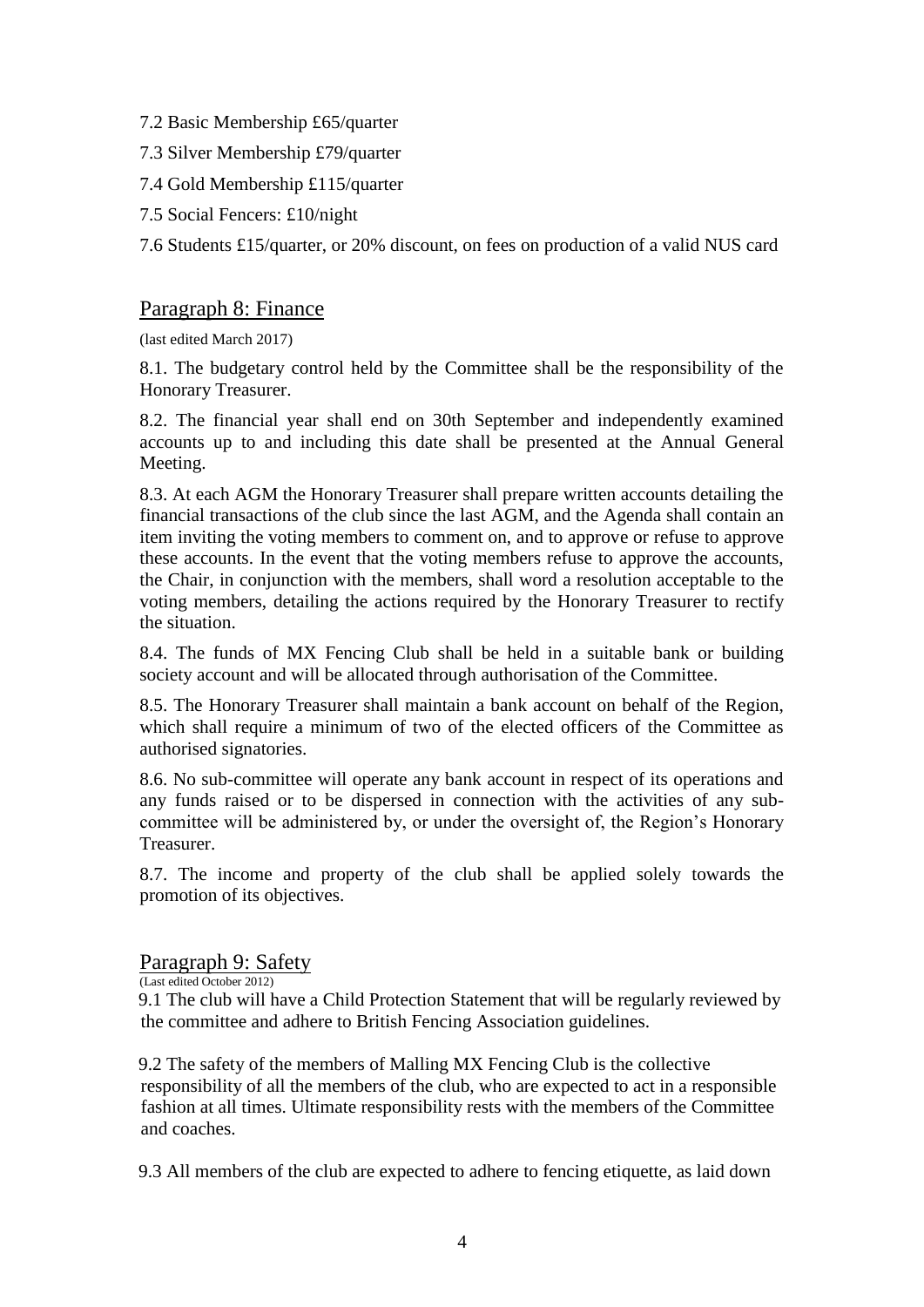7.2 Basic Membership £65/quarter

7.3 Silver Membership £79/quarter

7.4 Gold Membership £115/quarter

7.5 Social Fencers: £10/night

7.6 Students £15/quarter, or 20% discount, on fees on production of a valid NUS card

## Paragraph 8: Finance

(last edited March 2017)

8.1. The budgetary control held by the Committee shall be the responsibility of the Honorary Treasurer.

8.2. The financial year shall end on 30th September and independently examined accounts up to and including this date shall be presented at the Annual General Meeting.

8.3. At each AGM the Honorary Treasurer shall prepare written accounts detailing the financial transactions of the club since the last AGM, and the Agenda shall contain an item inviting the voting members to comment on, and to approve or refuse to approve these accounts. In the event that the voting members refuse to approve the accounts, the Chair, in conjunction with the members, shall word a resolution acceptable to the voting members, detailing the actions required by the Honorary Treasurer to rectify the situation.

8.4. The funds of MX Fencing Club shall be held in a suitable bank or building society account and will be allocated through authorisation of the Committee.

8.5. The Honorary Treasurer shall maintain a bank account on behalf of the Region, which shall require a minimum of two of the elected officers of the Committee as authorised signatories.

8.6. No sub-committee will operate any bank account in respect of its operations and any funds raised or to be dispersed in connection with the activities of any sub-committee will be administered by, or under the oversight of, the Region's Honorary Treasurer.

8.7. The income and property of the club shall be applied solely towards the promotion of its objectives.

## Paragraph 9: Safety

(Last edited October 2012)

9.1 The club will have a Child Protection Statement that will be regularly reviewed by the committee and adhere to British Fencing Association guidelines.

9.2 The safety of the members of Malling MX Fencing Club is the collective responsibility of all the members of the club, who are expected to act in a responsible fashion at all times. Ultimate responsibility rests with the members of the Committee and coaches.

9.3 All members of the club are expected to adhere to fencing etiquette, as laid down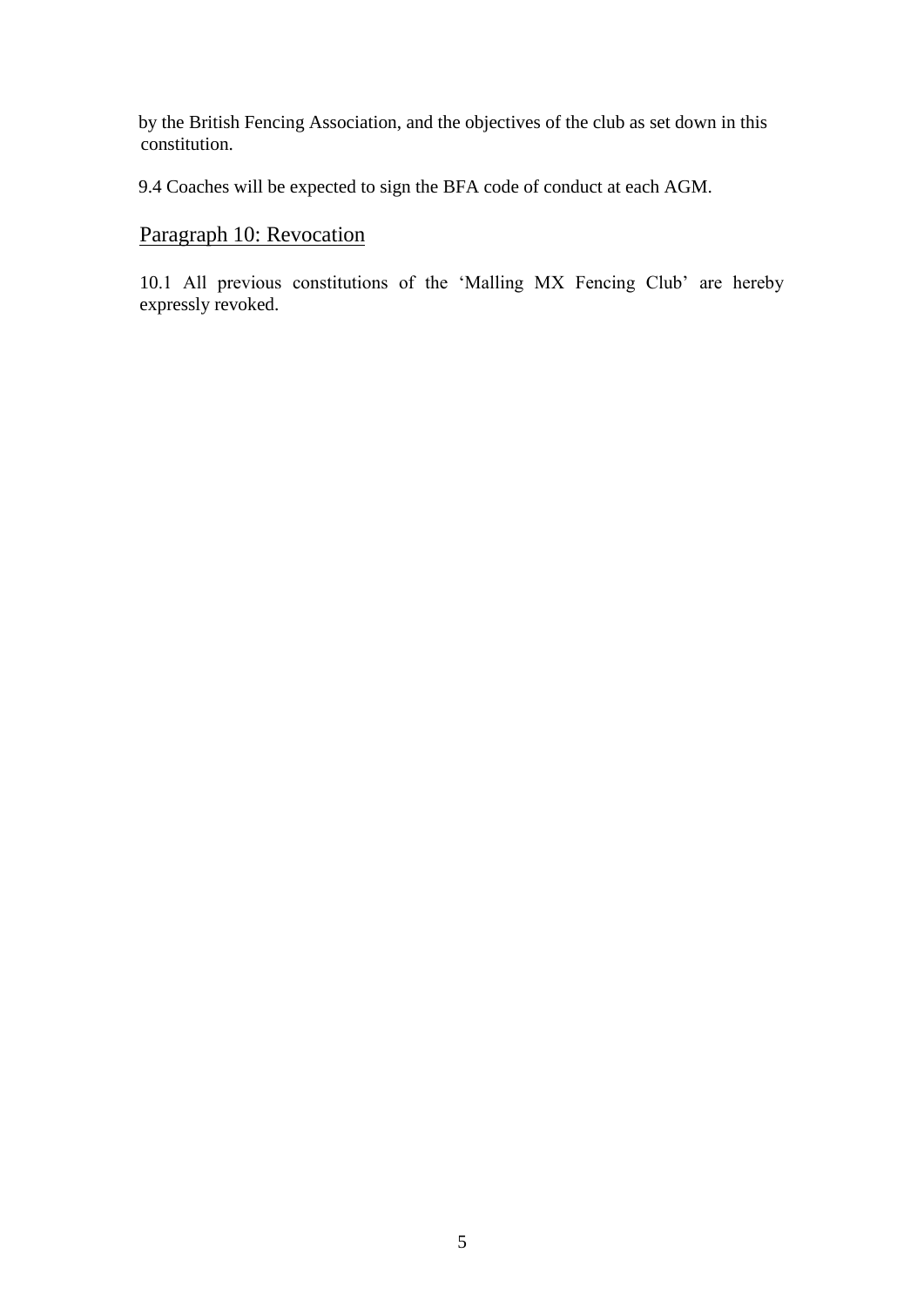by the British Fencing Association, and the objectives of the club as set down in this constitution.

9.4 Coaches will be expected to sign the BFA code of conduct at each AGM.

## Paragraph 10: Revocation

10.1 All previous constitutions of the 'Malling MX Fencing Club' are hereby expressly revoked.